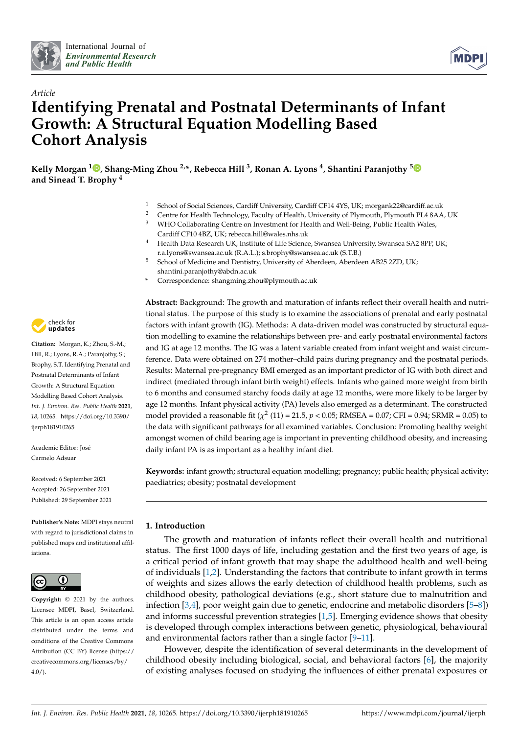*Article*

# Identifying Prenatal and Postnatal Determinants of Infant Growth: A Structural Equation Modelling Based Cohort Analysis

**Kelly Morgan [1], Shang-Ming Zhou [2,*], Rebecca Hill [3], Ronan A. Lyons [4], Shantini Paranjothy [5] and Sinead T. Brophy [4]**

[1] School of Social Sciences, Cardiff University, Cardiff CF14 4YS, UK; morgank22@cardiff.ac.uk
[2] Centre for Health Technology, Faculty of Health, University of Plymouth, Plymouth PL4 8AA, UK
[3] WHO Collaborating Centre on Investment for Health and Well-Being, Public Health Wales, Cardiff CF10 4BZ, UK; rebecca.hill@wales.nhs.uk
[4] Health Data Research UK, Institute of Life Science, Swansea University, Swansea SA2 8PP, UK; r.a.lyons@swansea.ac.uk (R.A.L.); s.brophy@swansea.ac.uk (S.T.B.)
[5] School of Medicine and Dentistry, University of Aberdeen, Aberdeen AB25 2ZD, UK; shantini.paranjothy@abdn.ac.uk
[*] Correspondence: shangming.zhou@plymouth.ac.uk

**Citation:** Morgan, K.; Zhou, S.-M.; Hill, R.; Lyons, R.A.; Paranjothy, S.; Brophy, S.T. Identifying Prenatal and Postnatal Determinants of Infant Growth: A Structural Equation Modelling Based Cohort Analysis. *Int. J. Environ. Res. Public Health* **2021**, *18*, 10265. https://doi.org/10.3390/ijerph181910265

Academic Editor: José Carmelo Adsuar

Received: 6 September 2021
Accepted: 26 September 2021
Published: 29 September 2021

**Publisher's Note:** MDPI stays neutral with regard to jurisdictional claims in published maps and institutional affiliations.

**Copyright:** © 2021 by the authors. Licensee MDPI, Basel, Switzerland. This article is an open access article distributed under the terms and conditions of the Creative Commons Attribution (CC BY) license (https://creativecommons.org/licenses/by/4.0/).

**Abstract:** Background: The growth and maturation of infants reflect their overall health and nutritional status. The purpose of this study is to examine the associations of prenatal and early postnatal factors with infant growth (IG). Methods: A data-driven model was constructed by structural equation modelling to examine the relationships between pre- and early postnatal environmental factors and IG at age 12 months. The IG was a latent variable created from infant weight and waist circumference. Data were obtained on 274 mother–child pairs during pregnancy and the postnatal periods. Results: Maternal pre-pregnancy BMI emerged as an important predictor of IG with both direct and indirect (mediated through infant birth weight) effects. Infants who gained more weight from birth to 6 months and consumed starchy foods daily at age 12 months, were more likely to be larger by age 12 months. Infant physical activity (PA) levels also emerged as a determinant. The constructed model provided a reasonable fit ($\chi^2$ (11) = 21.5, $p < 0.05$; RMSEA = 0.07; CFI = 0.94; SRMR = 0.05) to the data with significant pathways for all examined variables. Conclusion: Promoting healthy weight amongst women of child bearing age is important in preventing childhood obesity, and increasing daily infant PA is as important as a healthy infant diet.

**Keywords:** infant growth; structural equation modelling; pregnancy; public health; physical activity; paediatrics; obesity; postnatal development

## 1. Introduction

The growth and maturation of infants reflect their overall health and nutritional status. The first 1000 days of life, including gestation and the first two years of age, is a critical period of infant growth that may shape the adulthood health and well-being of individuals [1,2]. Understanding the factors that contribute to infant growth in terms of weights and sizes allows the early detection of childhood health problems, such as childhood obesity, pathological deviations (e.g., short stature due to malnutrition and infection [3,4], poor weight gain due to genetic, endocrine and metabolic disorders [5–8]) and informs successful prevention strategies [1,5]. Emerging evidence shows that obesity is developed through complex interactions between genetic, physiological, behavioural and environmental factors rather than a single factor [9–11].

However, despite the identification of several determinants in the development of childhood obesity including biological, social, and behavioral factors [6], the majority of existing analyses focused on studying the influences of either prenatal exposures or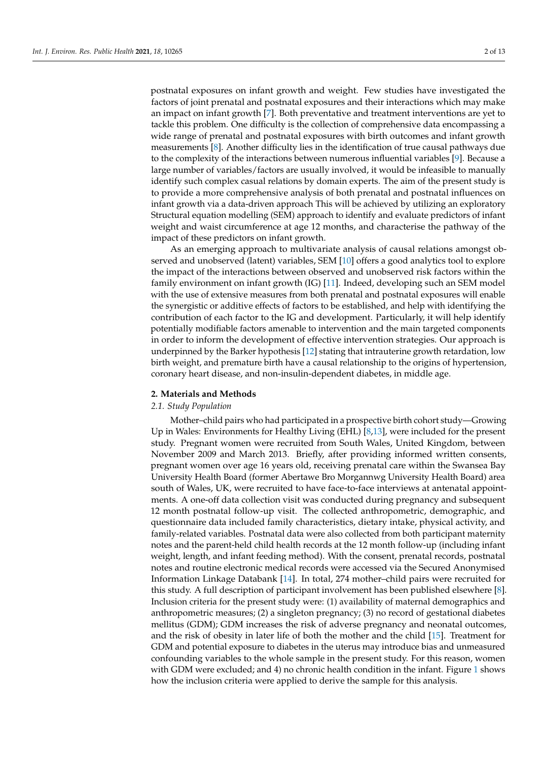postnatal exposures on infant growth and weight. Few studies have investigated the factors of joint prenatal and postnatal exposures and their interactions which may make an impact on infant growth [7]. Both preventative and treatment interventions are yet to tackle this problem. One difficulty is the collection of comprehensive data encompassing a wide range of prenatal and postnatal exposures with birth outcomes and infant growth measurements [8]. Another difficulty lies in the identification of true causal pathways due to the complexity of the interactions between numerous influential variables [9]. Because a large number of variables/factors are usually involved, it would be infeasible to manually identify such complex casual relations by domain experts. The aim of the present study is to provide a more comprehensive analysis of both prenatal and postnatal influences on infant growth via a data-driven approach This will be achieved by utilizing an exploratory Structural equation modelling (SEM) approach to identify and evaluate predictors of infant weight and waist circumference at age 12 months, and characterise the pathway of the impact of these predictors on infant growth.

As an emerging approach to multivariate analysis of causal relations amongst observed and unobserved (latent) variables, SEM [10] offers a good analytics tool to explore the impact of the interactions between observed and unobserved risk factors within the family environment on infant growth (IG) [11]. Indeed, developing such an SEM model with the use of extensive measures from both prenatal and postnatal exposures will enable the synergistic or additive effects of factors to be established, and help with identifying the contribution of each factor to the IG and development. Particularly, it will help identify potentially modifiable factors amenable to intervention and the main targeted components in order to inform the development of effective intervention strategies. Our approach is underpinned by the Barker hypothesis [12] stating that intrauterine growth retardation, low birth weight, and premature birth have a causal relationship to the origins of hypertension, coronary heart disease, and non-insulin-dependent diabetes, in middle age.

## 2. Materials and Methods

### 2.1. Study Population

Mother–child pairs who had participated in a prospective birth cohort study—Growing Up in Wales: Environments for Healthy Living (EHL) [8,13], were included for the present study. Pregnant women were recruited from South Wales, United Kingdom, between November 2009 and March 2013. Briefly, after providing informed written consents, pregnant women over age 16 years old, receiving prenatal care within the Swansea Bay University Health Board (former Abertawe Bro Morgannwg University Health Board) area south of Wales, UK, were recruited to have face-to-face interviews at antenatal appointments. A one-off data collection visit was conducted during pregnancy and subsequent 12 month postnatal follow-up visit. The collected anthropometric, demographic, and questionnaire data included family characteristics, dietary intake, physical activity, and family-related variables. Postnatal data were also collected from both participant maternity notes and the parent-held child health records at the 12 month follow-up (including infant weight, length, and infant feeding method). With the consent, prenatal records, postnatal notes and routine electronic medical records were accessed via the Secured Anonymised Information Linkage Databank [14]. In total, 274 mother–child pairs were recruited for this study. A full description of participant involvement has been published elsewhere [8]. Inclusion criteria for the present study were: (1) availability of maternal demographics and anthropometric measures; (2) a singleton pregnancy; (3) no record of gestational diabetes mellitus (GDM); GDM increases the risk of adverse pregnancy and neonatal outcomes, and the risk of obesity in later life of both the mother and the child [15]. Treatment for GDM and potential exposure to diabetes in the uterus may introduce bias and unmeasured confounding variables to the whole sample in the present study. For this reason, women with GDM were excluded; and 4) no chronic health condition in the infant. Figure 1 shows how the inclusion criteria were applied to derive the sample for this analysis.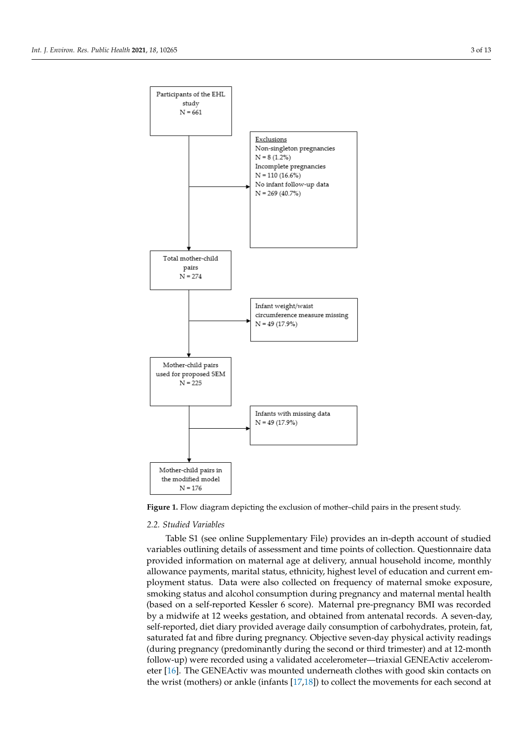Participants of the EHL study
N = 661

Exclusions
Non-singleton pregnancies
N = 8 (1.2%)
Incomplete pregnancies
N = 110 (16.6%)
No infant follow-up data
N = 269 (40.7%)

Total mother-child pairs
N = 274

Infant weight/waist circumference measure missing
N = 49 (17.9%)

Mother-child pairs used for proposed SEM
N = 225

Infants with missing data
N = 49 (17.9%)

Mother-child pairs in the modified model
N = 176

**Figure 1.** Flow diagram depicting the exclusion of mother–child pairs in the present study.

### *2.2. Studied Variables*

Table S1 (see online Supplementary File) provides an in-depth account of studied variables outlining details of assessment and time points of collection. Questionnaire data provided information on maternal age at delivery, annual household income, monthly allowance payments, marital status, ethnicity, highest level of education and current employment status. Data were also collected on frequency of maternal smoke exposure, smoking status and alcohol consumption during pregnancy and maternal mental health (based on a self-reported Kessler 6 score). Maternal pre-pregnancy BMI was recorded by a midwife at 12 weeks gestation, and obtained from antenatal records. A seven-day, self-reported, diet diary provided average daily consumption of carbohydrates, protein, fat, saturated fat and fibre during pregnancy. Objective seven-day physical activity readings (during pregnancy (predominantly during the second or third trimester) and at 12-month follow-up) were recorded using a validated accelerometer—triaxial GENEActiv accelerometer [16]. The GENEActiv was mounted underneath clothes with good skin contacts on the wrist (mothers) or ankle (infants [17,18]) to collect the movements for each second at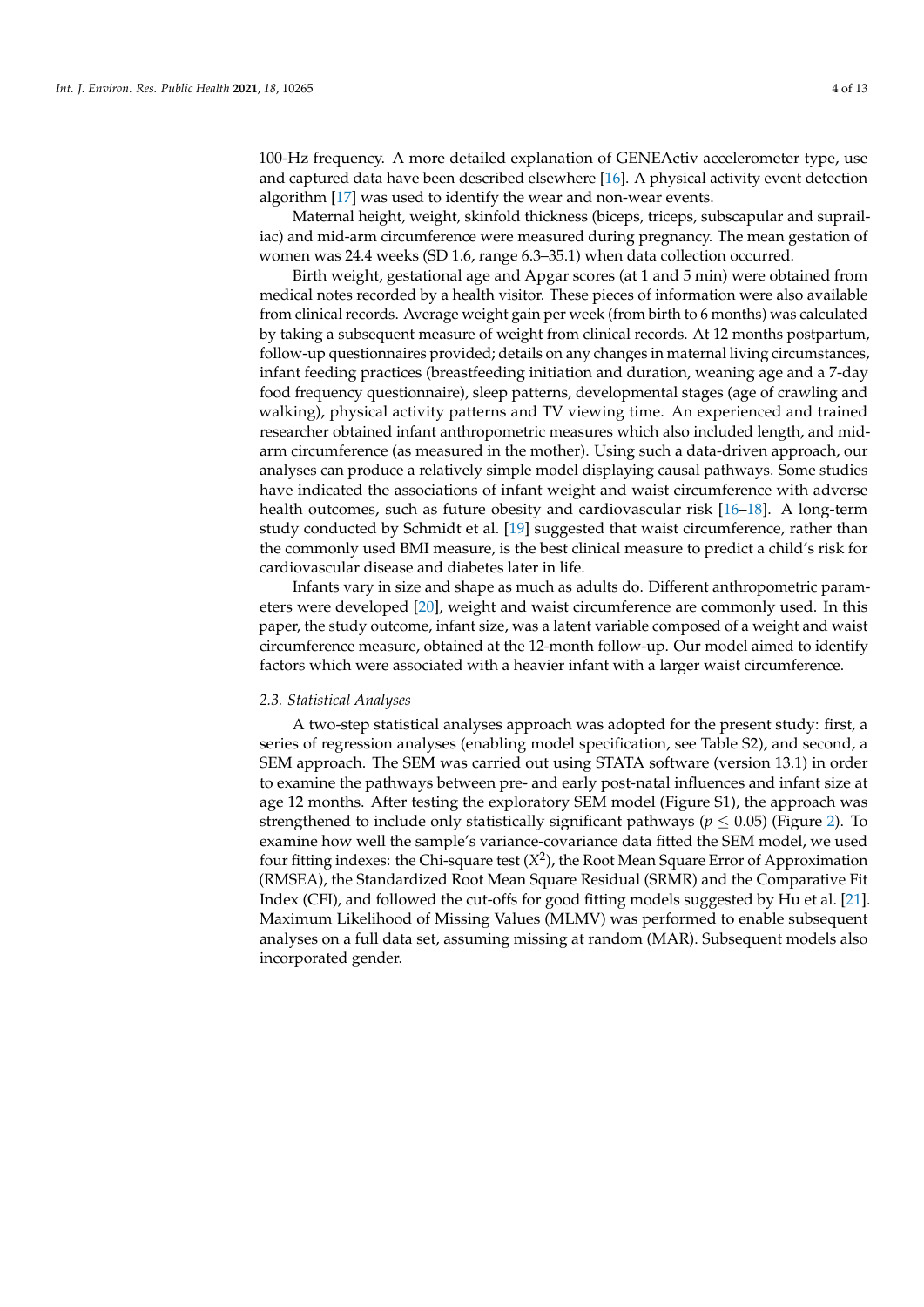100-Hz frequency. A more detailed explanation of GENEActiv accelerometer type, use and captured data have been described elsewhere [16]. A physical activity event detection algorithm [17] was used to identify the wear and non-wear events.

Maternal height, weight, skinfold thickness (biceps, triceps, subscapular and suprailiac) and mid-arm circumference were measured during pregnancy. The mean gestation of women was 24.4 weeks (SD 1.6, range 6.3–35.1) when data collection occurred.

Birth weight, gestational age and Apgar scores (at 1 and 5 min) were obtained from medical notes recorded by a health visitor. These pieces of information were also available from clinical records. Average weight gain per week (from birth to 6 months) was calculated by taking a subsequent measure of weight from clinical records. At 12 months postpartum, follow-up questionnaires provided; details on any changes in maternal living circumstances, infant feeding practices (breastfeeding initiation and duration, weaning age and a 7-day food frequency questionnaire), sleep patterns, developmental stages (age of crawling and walking), physical activity patterns and TV viewing time. An experienced and trained researcher obtained infant anthropometric measures which also included length, and mid-arm circumference (as measured in the mother). Using such a data-driven approach, our analyses can produce a relatively simple model displaying causal pathways. Some studies have indicated the associations of infant weight and waist circumference with adverse health outcomes, such as future obesity and cardiovascular risk [16–18]. A long-term study conducted by Schmidt et al. [19] suggested that waist circumference, rather than the commonly used BMI measure, is the best clinical measure to predict a child's risk for cardiovascular disease and diabetes later in life.

Infants vary in size and shape as much as adults do. Different anthropometric parameters were developed [20], weight and waist circumference are commonly used. In this paper, the study outcome, infant size, was a latent variable composed of a weight and waist circumference measure, obtained at the 12-month follow-up. Our model aimed to identify factors which were associated with a heavier infant with a larger waist circumference.

### 2.3. Statistical Analyses

A two-step statistical analyses approach was adopted for the present study: first, a series of regression analyses (enabling model specification, see Table S2), and second, a SEM approach. The SEM was carried out using STATA software (version 13.1) in order to examine the pathways between pre- and early post-natal influences and infant size at age 12 months. After testing the exploratory SEM model (Figure S1), the approach was strengthened to include only statistically significant pathways ($p \leq 0.05$) (Figure 2). To examine how well the sample's variance-covariance data fitted the SEM model, we used four fitting indexes: the Chi-square test ($X^2$), the Root Mean Square Error of Approximation (RMSEA), the Standardized Root Mean Square Residual (SRMR) and the Comparative Fit Index (CFI), and followed the cut-offs for good fitting models suggested by Hu et al. [21]. Maximum Likelihood of Missing Values (MLMV) was performed to enable subsequent analyses on a full data set, assuming missing at random (MAR). Subsequent models also incorporated gender.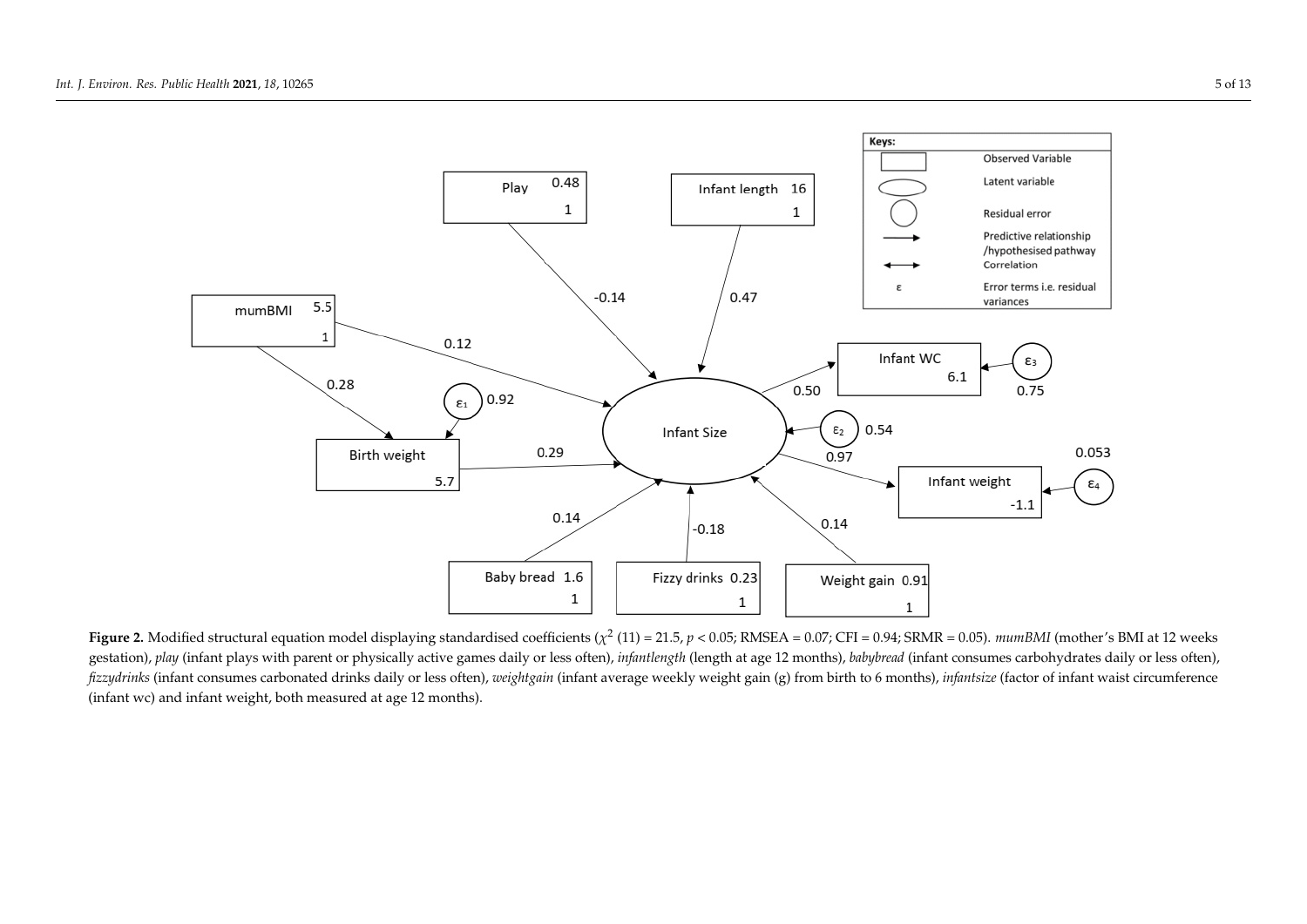**Figure 2.** Modified structural equation model displaying standardised coefficients ($\chi^2$ (11) = 21.5, $p < 0.05$; RMSEA = 0.07; CFI = 0.94; SRMR = 0.05). *mumBMI* (mother's BMI at 12 weeks gestation), *play* (infant plays with parent or physically active games daily or less often), *infantlength* (length at age 12 months), *babybread* (infant consumes carbohydrates daily or less often), *fizzydrinks* (infant consumes carbonated drinks daily or less often), *weightgain* (infant average weekly weight gain (g) from birth to 6 months), *infantsize* (factor of infant waist circumference (infant wc) and infant weight, both measured at age 12 months).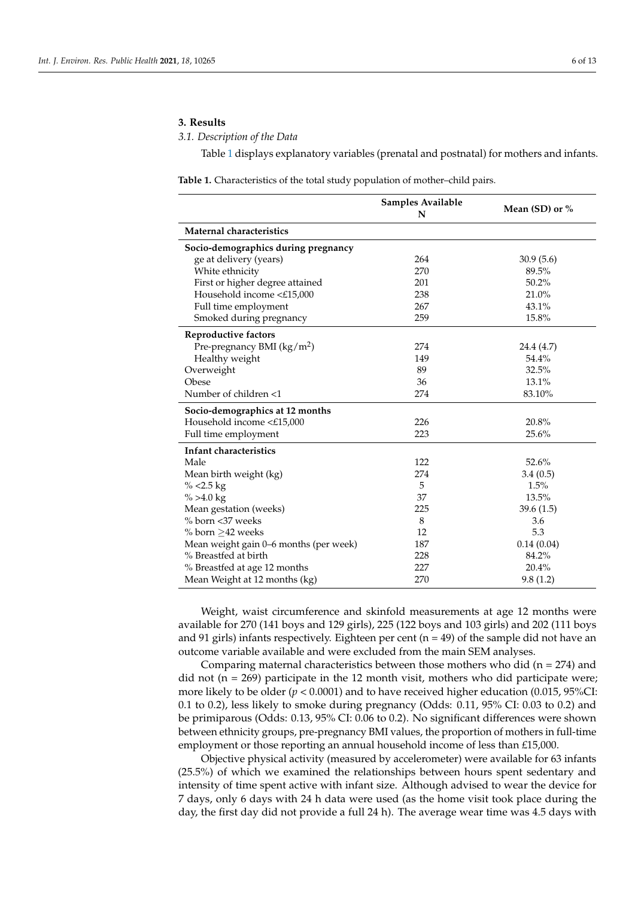## 3. Results

### 3.1. Description of the Data

Table 1 displays explanatory variables (prenatal and postnatal) for mothers and infants.

**Table 1.** Characteristics of the total study population of mother–child pairs.

| | Samples Available N | Mean (SD) or % |
|---|---|---|
| **Maternal characteristics** | | |
| **Socio-demographics during pregnancy** | | |
| ge at delivery (years) | 264 | 30.9 (5.6) |
| White ethnicity | 270 | 89.5% |
| First or higher degree attained | 201 | 50.2% |
| Household income <£15,000 | 238 | 21.0% |
| Full time employment | 267 | 43.1% |
| Smoked during pregnancy | 259 | 15.8% |
| **Reproductive factors** | | |
| Pre-pregnancy BMI (kg/m$^2$) | 274 | 24.4 (4.7) |
| Healthy weight | 149 | 54.4% |
| Overweight | 89 | 32.5% |
| Obese | 36 | 13.1% |
| Number of children <1 | 274 | 83.10% |
| **Socio-demographics at 12 months** | | |
| Household income <£15,000 | 226 | 20.8% |
| Full time employment | 223 | 25.6% |
| **Infant characteristics** | | |
| Male | 122 | 52.6% |
| Mean birth weight (kg) | 274 | 3.4 (0.5) |
| % <2.5 kg | 5 | 1.5% |
| % >4.0 kg | 37 | 13.5% |
| Mean gestation (weeks) | 225 | 39.6 (1.5) |
| % born <37 weeks | 8 | 3.6 |
| % born ≥42 weeks | 12 | 5.3 |
| Mean weight gain 0–6 months (per week) | 187 | 0.14 (0.04) |
| % Breastfed at birth | 228 | 84.2% |
| % Breastfed at age 12 months | 227 | 20.4% |
| Mean Weight at 12 months (kg) | 270 | 9.8 (1.2) |

Weight, waist circumference and skinfold measurements at age 12 months were available for 270 (141 boys and 129 girls), 225 (122 boys and 103 girls) and 202 (111 boys and 91 girls) infants respectively. Eighteen per cent (n = 49) of the sample did not have an outcome variable available and were excluded from the main SEM analyses.

Comparing maternal characteristics between those mothers who did (n = 274) and did not (n = 269) participate in the 12 month visit, mothers who did participate were; more likely to be older ($p < 0.0001$) and to have received higher education (0.015, 95%CI: 0.1 to 0.2), less likely to smoke during pregnancy (Odds: 0.11, 95% CI: 0.03 to 0.2) and be primiparous (Odds: 0.13, 95% CI: 0.06 to 0.2). No significant differences were shown between ethnicity groups, pre-pregnancy BMI values, the proportion of mothers in full-time employment or those reporting an annual household income of less than £15,000.

Objective physical activity (measured by accelerometer) were available for 63 infants (25.5%) of which we examined the relationships between hours spent sedentary and intensity of time spent active with infant size. Although advised to wear the device for 7 days, only 6 days with 24 h data were used (as the home visit took place during the day, the first day did not provide a full 24 h). The average wear time was 4.5 days with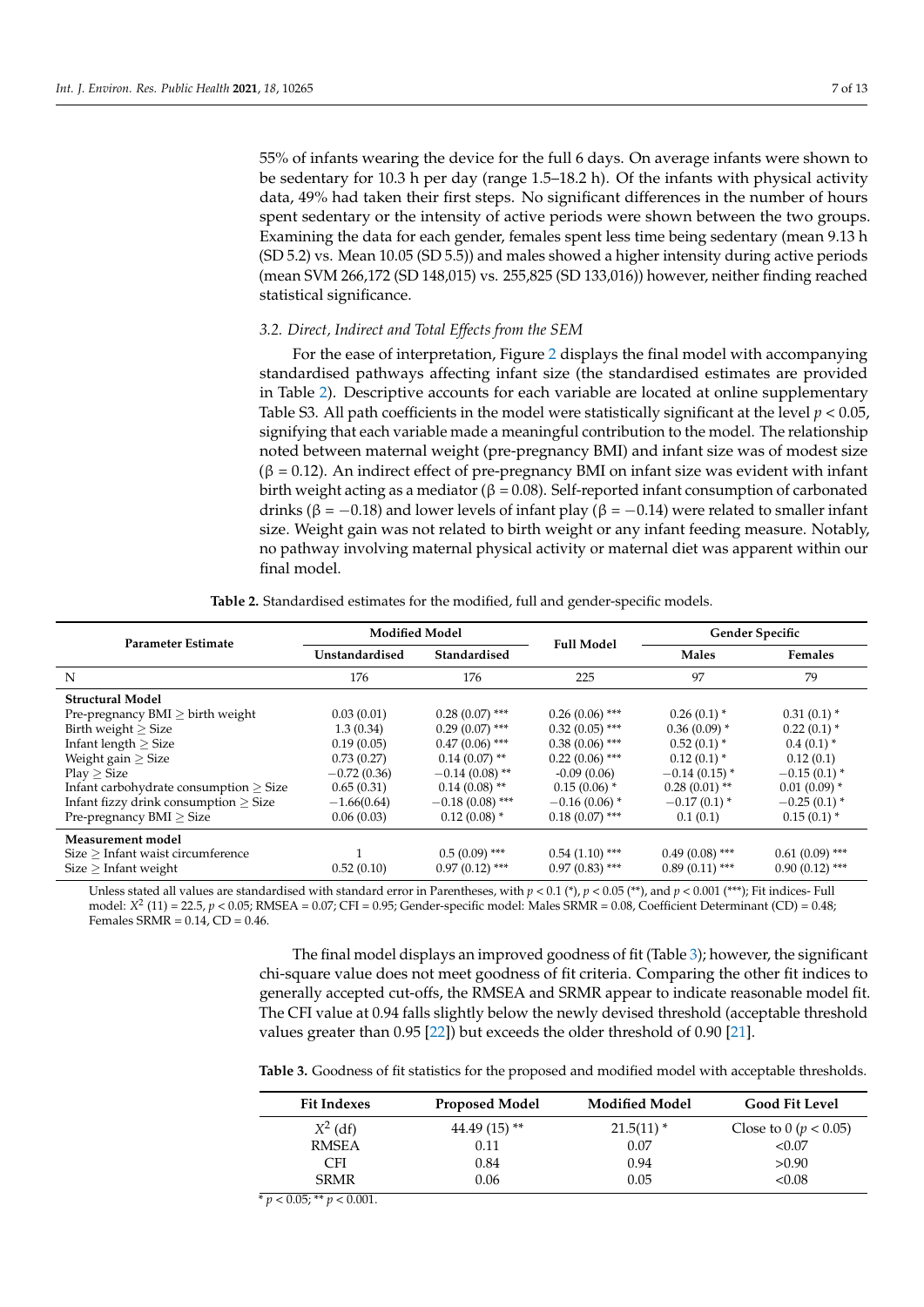55% of infants wearing the device for the full 6 days. On average infants were shown to be sedentary for 10.3 h per day (range 1.5–18.2 h). Of the infants with physical activity data, 49% had taken their first steps. No significant differences in the number of hours spent sedentary or the intensity of active periods were shown between the two groups. Examining the data for each gender, females spent less time being sedentary (mean 9.13 h (SD 5.2) vs. Mean 10.05 (SD 5.5)) and males showed a higher intensity during active periods (mean SVM 266,172 (SD 148,015) vs. 255,825 (SD 133,016)) however, neither finding reached statistical significance.

### *3.2. Direct, Indirect and Total Effects from the SEM*

For the ease of interpretation, Figure 2 displays the final model with accompanying standardised pathways affecting infant size (the standardised estimates are provided in Table 2). Descriptive accounts for each variable are located at online supplementary Table S3. All path coefficients in the model were statistically significant at the level $p < 0.05$, signifying that each variable made a meaningful contribution to the model. The relationship noted between maternal weight (pre-pregnancy BMI) and infant size was of modest size ($\beta = 0.12$). An indirect effect of pre-pregnancy BMI on infant size was evident with infant birth weight acting as a mediator ($\beta = 0.08$). Self-reported infant consumption of carbonated drinks ($\beta = -0.18$) and lower levels of infant play ($\beta = -0.14$) were related to smaller infant size. Weight gain was not related to birth weight or any infant feeding measure. Notably, no pathway involving maternal physical activity or maternal diet was apparent within our final model.

**Table 2.** Standardised estimates for the modified, full and gender-specific models.

| Parameter Estimate | Modified Model | | Full Model | Gender Specific | |
|---|---|---|---|---|---|
| | Unstandardised | Standardised | | Males | Females |
| N | 176 | 176 | 225 | 97 | 79 |
| **Structural Model** | | | | | |
| Pre-pregnancy BMI ≥ birth weight | 0.03 (0.01) | 0.28 (0.07) *** | 0.26 (0.06) *** | 0.26 (0.1) * | 0.31 (0.1) * |
| Birth weight ≥ Size | 1.3 (0.34) | 0.29 (0.07) *** | 0.32 (0.05) *** | 0.36 (0.09) * | 0.22 (0.1) * |
| Infant length ≥ Size | 0.19 (0.05) | 0.47 (0.06) *** | 0.38 (0.06) *** | 0.52 (0.1) * | 0.4 (0.1) * |
| Weight gain ≥ Size | 0.73 (0.27) | 0.14 (0.07) ** | 0.22 (0.06) *** | 0.12 (0.1) * | 0.12 (0.1) |
| Play ≥ Size | −0.72 (0.36) | −0.14 (0.08) ** | -0.09 (0.06) | −0.14 (0.15) * | −0.15 (0.1) * |
| Infant carbohydrate consumption ≥ Size | 0.65 (0.31) | 0.14 (0.08) ** | 0.15 (0.06) * | 0.28 (0.01) ** | 0.01 (0.09) * |
| Infant fizzy drink consumption ≥ Size | −1.66(0.64) | −0.18 (0.08) *** | −0.16 (0.06) * | −0.17 (0.1) * | −0.25 (0.1) * |
| Pre-pregnancy BMI ≥ Size | 0.06 (0.03) | 0.12 (0.08) * | 0.18 (0.07) *** | 0.1 (0.1) | 0.15 (0.1) * |
| **Measurement model** | | | | | |
| Size ≥ Infant waist circumference | 1 | 0.5 (0.09) *** | 0.54 (1.10) *** | 0.49 (0.08) *** | 0.61 (0.09) *** |
| Size ≥ Infant weight | 0.52 (0.10) | 0.97 (0.12) *** | 0.97 (0.83) *** | 0.89 (0.11) *** | 0.90 (0.12) *** |

Unless stated all values are standardised with standard error in Parentheses, with $p < 0.1$ (\*), $p < 0.05$ (\*\*), and $p < 0.001$ (\*\*\*); Fit indices- Full model: $X^2$ (11) = 22.5, $p < 0.05$; RMSEA = 0.07; CFI = 0.95; Gender-specific model: Males SRMR = 0.08, Coefficient Determinant (CD) = 0.48; Females SRMR = 0.14, CD = 0.46.

The final model displays an improved goodness of fit (Table 3); however, the significant chi-square value does not meet goodness of fit criteria. Comparing the other fit indices to generally accepted cut-offs, the RMSEA and SRMR appear to indicate reasonable model fit. The CFI value at 0.94 falls slightly below the newly devised threshold (acceptable threshold values greater than 0.95 [22]) but exceeds the older threshold of 0.90 [21].

**Table 3.** Goodness of fit statistics for the proposed and modified model with acceptable thresholds.

| Fit Indexes | Proposed Model | Modified Model | Good Fit Level |
|---|---|---|---|
| $X^2$ (df) | 44.49 (15) ** | 21.5(11) * | Close to 0 ($p < 0.05$) |
| RMSEA | 0.11 | 0.07 | <0.07 |
| CFI | 0.84 | 0.94 | >0.90 |
| SRMR | 0.06 | 0.05 | <0.08 |

\* $p < 0.05$; \*\* $p < 0.001$.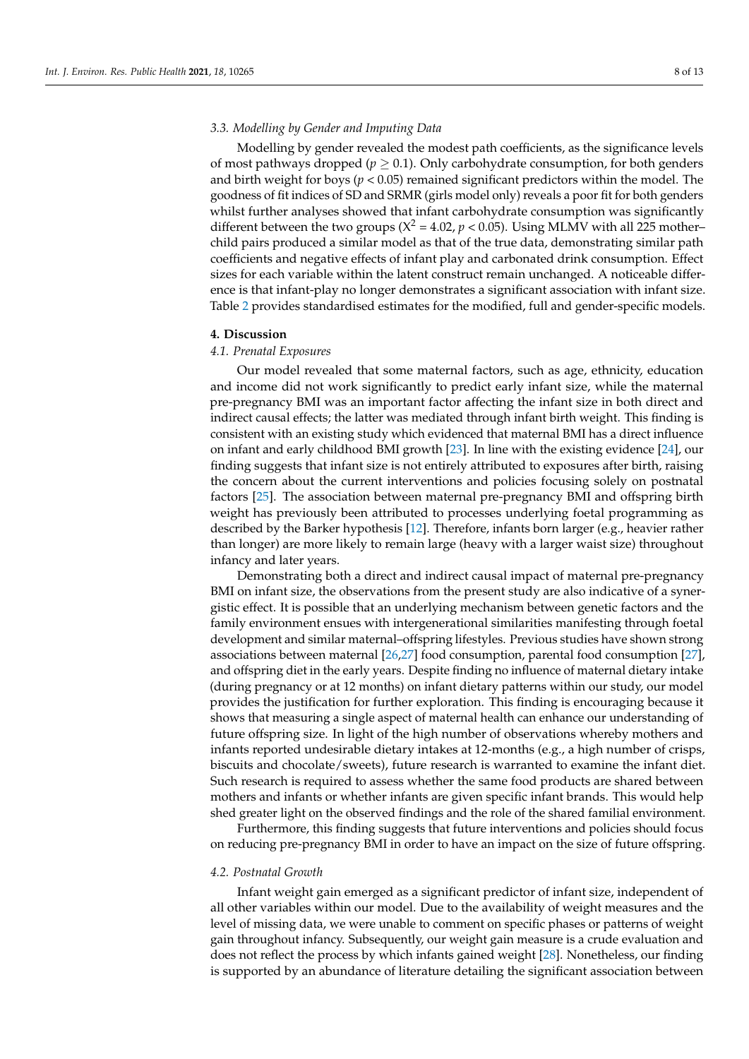### 3.3. Modelling by Gender and Imputing Data

Modelling by gender revealed the modest path coefficients, as the significance levels of most pathways dropped ($p \geq 0.1$). Only carbohydrate consumption, for both genders and birth weight for boys ($p < 0.05$) remained significant predictors within the model. The goodness of fit indices of SD and SRMR (girls model only) reveals a poor fit for both genders whilst further analyses showed that infant carbohydrate consumption was significantly different between the two groups ($X^2 = 4.02$, $p < 0.05$). Using MLMV with all 225 mother–child pairs produced a similar model as that of the true data, demonstrating similar path coefficients and negative effects of infant play and carbonated drink consumption. Effect sizes for each variable within the latent construct remain unchanged. A noticeable difference is that infant-play no longer demonstrates a significant association with infant size. Table 2 provides standardised estimates for the modified, full and gender-specific models.

## 4. Discussion

### 4.1. Prenatal Exposures

Our model revealed that some maternal factors, such as age, ethnicity, education and income did not work significantly to predict early infant size, while the maternal pre-pregnancy BMI was an important factor affecting the infant size in both direct and indirect causal effects; the latter was mediated through infant birth weight. This finding is consistent with an existing study which evidenced that maternal BMI has a direct influence on infant and early childhood BMI growth [23]. In line with the existing evidence [24], our finding suggests that infant size is not entirely attributed to exposures after birth, raising the concern about the current interventions and policies focusing solely on postnatal factors [25]. The association between maternal pre-pregnancy BMI and offspring birth weight has previously been attributed to processes underlying foetal programming as described by the Barker hypothesis [12]. Therefore, infants born larger (e.g., heavier rather than longer) are more likely to remain large (heavy with a larger waist size) throughout infancy and later years.

Demonstrating both a direct and indirect causal impact of maternal pre-pregnancy BMI on infant size, the observations from the present study are also indicative of a synergistic effect. It is possible that an underlying mechanism between genetic factors and the family environment ensues with intergenerational similarities manifesting through foetal development and similar maternal–offspring lifestyles. Previous studies have shown strong associations between maternal [26,27] food consumption, parental food consumption [27], and offspring diet in the early years. Despite finding no influence of maternal dietary intake (during pregnancy or at 12 months) on infant dietary patterns within our study, our model provides the justification for further exploration. This finding is encouraging because it shows that measuring a single aspect of maternal health can enhance our understanding of future offspring size. In light of the high number of observations whereby mothers and infants reported undesirable dietary intakes at 12-months (e.g., a high number of crisps, biscuits and chocolate/sweets), future research is warranted to examine the infant diet. Such research is required to assess whether the same food products are shared between mothers and infants or whether infants are given specific infant brands. This would help shed greater light on the observed findings and the role of the shared familial environment.

Furthermore, this finding suggests that future interventions and policies should focus on reducing pre-pregnancy BMI in order to have an impact on the size of future offspring.

### 4.2. Postnatal Growth

Infant weight gain emerged as a significant predictor of infant size, independent of all other variables within our model. Due to the availability of weight measures and the level of missing data, we were unable to comment on specific phases or patterns of weight gain throughout infancy. Subsequently, our weight gain measure is a crude evaluation and does not reflect the process by which infants gained weight [28]. Nonetheless, our finding is supported by an abundance of literature detailing the significant association between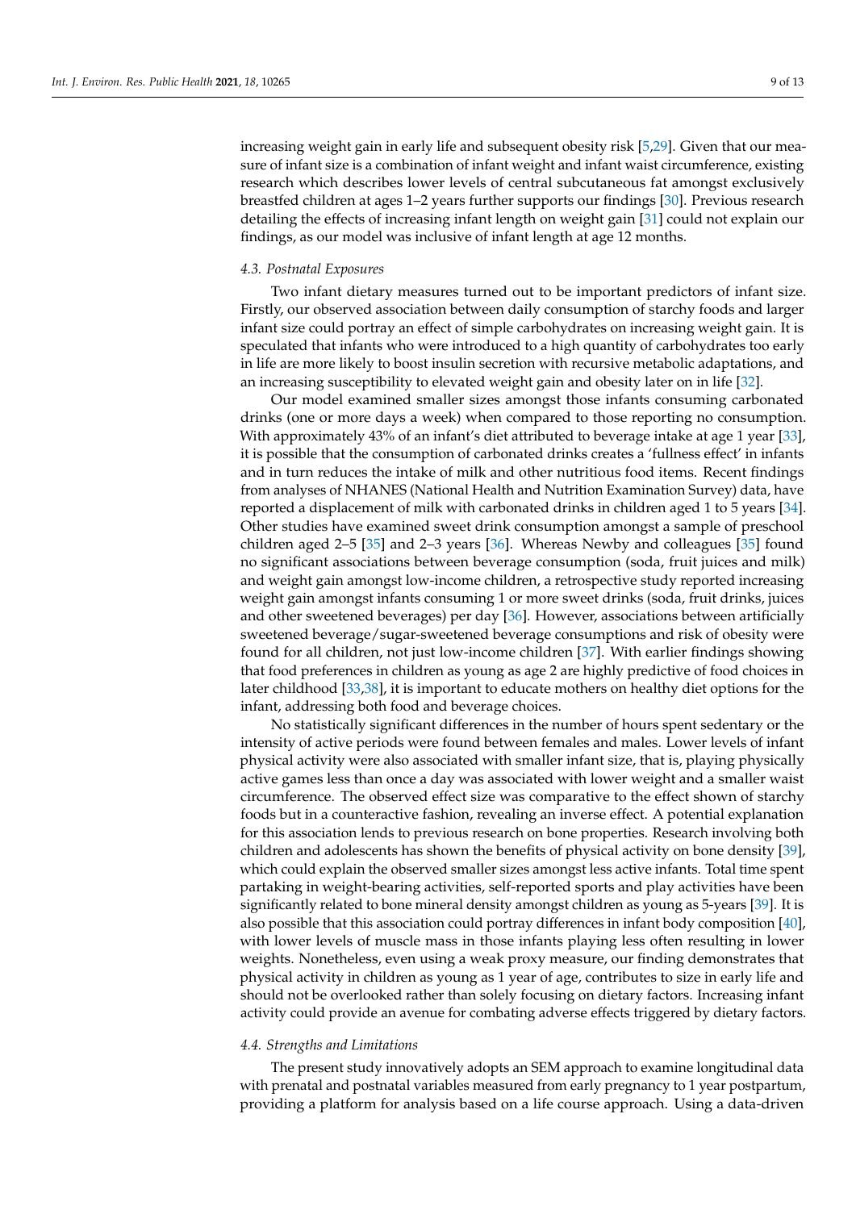increasing weight gain in early life and subsequent obesity risk [5,29]. Given that our measure of infant size is a combination of infant weight and infant waist circumference, existing research which describes lower levels of central subcutaneous fat amongst exclusively breastfed children at ages 1–2 years further supports our findings [30]. Previous research detailing the effects of increasing infant length on weight gain [31] could not explain our findings, as our model was inclusive of infant length at age 12 months.

### *4.3. Postnatal Exposures*

Two infant dietary measures turned out to be important predictors of infant size. Firstly, our observed association between daily consumption of starchy foods and larger infant size could portray an effect of simple carbohydrates on increasing weight gain. It is speculated that infants who were introduced to a high quantity of carbohydrates too early in life are more likely to boost insulin secretion with recursive metabolic adaptations, and an increasing susceptibility to elevated weight gain and obesity later on in life [32].

Our model examined smaller sizes amongst those infants consuming carbonated drinks (one or more days a week) when compared to those reporting no consumption. With approximately 43% of an infant's diet attributed to beverage intake at age 1 year [33], it is possible that the consumption of carbonated drinks creates a 'fullness effect' in infants and in turn reduces the intake of milk and other nutritious food items. Recent findings from analyses of NHANES (National Health and Nutrition Examination Survey) data, have reported a displacement of milk with carbonated drinks in children aged 1 to 5 years [34]. Other studies have examined sweet drink consumption amongst a sample of preschool children aged 2–5 [35] and 2–3 years [36]. Whereas Newby and colleagues [35] found no significant associations between beverage consumption (soda, fruit juices and milk) and weight gain amongst low-income children, a retrospective study reported increasing weight gain amongst infants consuming 1 or more sweet drinks (soda, fruit drinks, juices and other sweetened beverages) per day [36]. However, associations between artificially sweetened beverage/sugar-sweetened beverage consumptions and risk of obesity were found for all children, not just low-income children [37]. With earlier findings showing that food preferences in children as young as age 2 are highly predictive of food choices in later childhood [33,38], it is important to educate mothers on healthy diet options for the infant, addressing both food and beverage choices.

No statistically significant differences in the number of hours spent sedentary or the intensity of active periods were found between females and males. Lower levels of infant physical activity were also associated with smaller infant size, that is, playing physically active games less than once a day was associated with lower weight and a smaller waist circumference. The observed effect size was comparative to the effect shown of starchy foods but in a counteractive fashion, revealing an inverse effect. A potential explanation for this association lends to previous research on bone properties. Research involving both children and adolescents has shown the benefits of physical activity on bone density [39], which could explain the observed smaller sizes amongst less active infants. Total time spent partaking in weight-bearing activities, self-reported sports and play activities have been significantly related to bone mineral density amongst children as young as 5-years [39]. It is also possible that this association could portray differences in infant body composition [40], with lower levels of muscle mass in those infants playing less often resulting in lower weights. Nonetheless, even using a weak proxy measure, our finding demonstrates that physical activity in children as young as 1 year of age, contributes to size in early life and should not be overlooked rather than solely focusing on dietary factors. Increasing infant activity could provide an avenue for combating adverse effects triggered by dietary factors.

### *4.4. Strengths and Limitations*

The present study innovatively adopts an SEM approach to examine longitudinal data with prenatal and postnatal variables measured from early pregnancy to 1 year postpartum, providing a platform for analysis based on a life course approach. Using a data-driven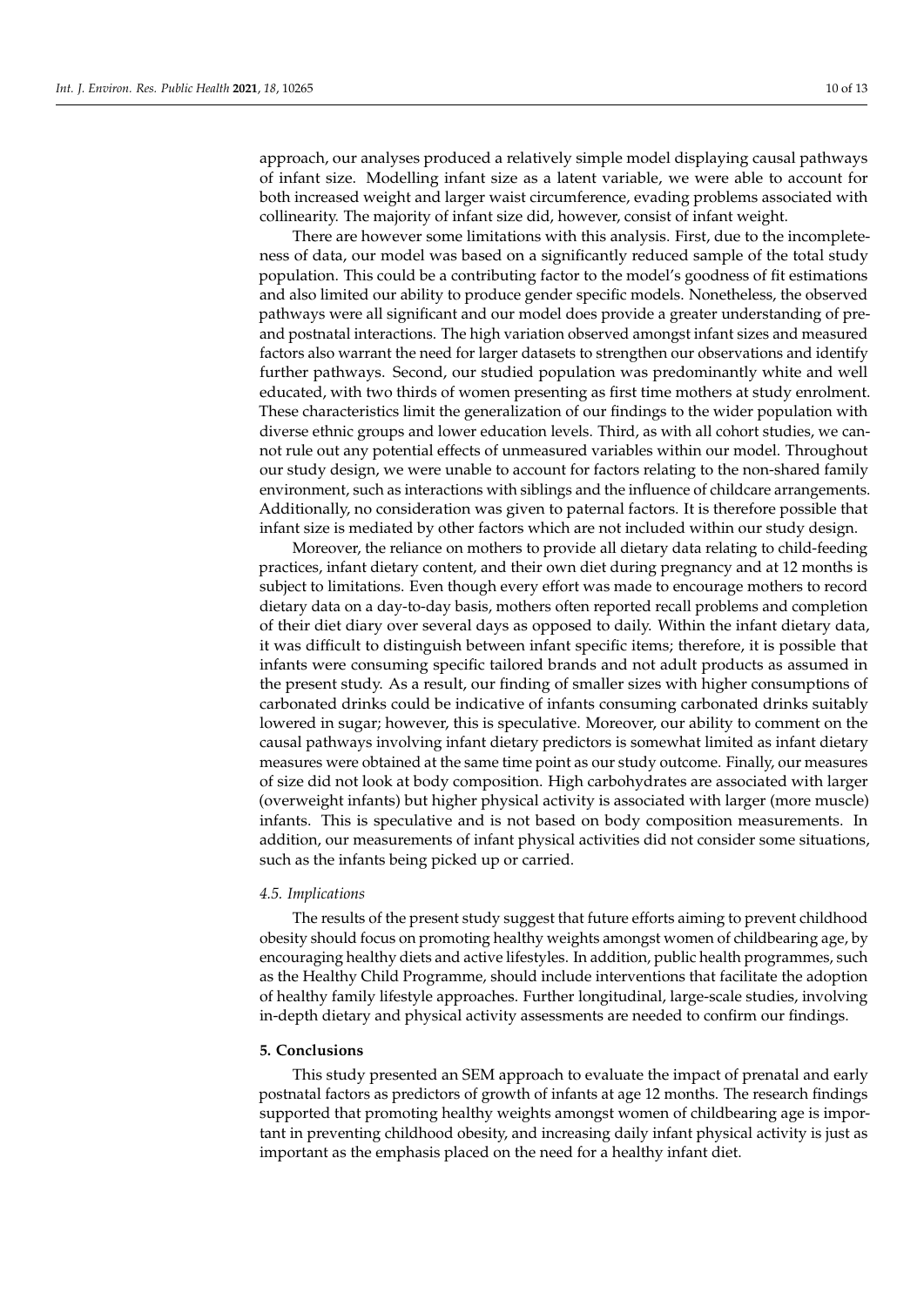approach, our analyses produced a relatively simple model displaying causal pathways of infant size. Modelling infant size as a latent variable, we were able to account for both increased weight and larger waist circumference, evading problems associated with collinearity. The majority of infant size did, however, consist of infant weight.

There are however some limitations with this analysis. First, due to the incompleteness of data, our model was based on a significantly reduced sample of the total study population. This could be a contributing factor to the model's goodness of fit estimations and also limited our ability to produce gender specific models. Nonetheless, the observed pathways were all significant and our model does provide a greater understanding of pre- and postnatal interactions. The high variation observed amongst infant sizes and measured factors also warrant the need for larger datasets to strengthen our observations and identify further pathways. Second, our studied population was predominantly white and well educated, with two thirds of women presenting as first time mothers at study enrolment. These characteristics limit the generalization of our findings to the wider population with diverse ethnic groups and lower education levels. Third, as with all cohort studies, we cannot rule out any potential effects of unmeasured variables within our model. Throughout our study design, we were unable to account for factors relating to the non-shared family environment, such as interactions with siblings and the influence of childcare arrangements. Additionally, no consideration was given to paternal factors. It is therefore possible that infant size is mediated by other factors which are not included within our study design.

Moreover, the reliance on mothers to provide all dietary data relating to child-feeding practices, infant dietary content, and their own diet during pregnancy and at 12 months is subject to limitations. Even though every effort was made to encourage mothers to record dietary data on a day-to-day basis, mothers often reported recall problems and completion of their diet diary over several days as opposed to daily. Within the infant dietary data, it was difficult to distinguish between infant specific items; therefore, it is possible that infants were consuming specific tailored brands and not adult products as assumed in the present study. As a result, our finding of smaller sizes with higher consumptions of carbonated drinks could be indicative of infants consuming carbonated drinks suitably lowered in sugar; however, this is speculative. Moreover, our ability to comment on the causal pathways involving infant dietary predictors is somewhat limited as infant dietary measures were obtained at the same time point as our study outcome. Finally, our measures of size did not look at body composition. High carbohydrates are associated with larger (overweight infants) but higher physical activity is associated with larger (more muscle) infants. This is speculative and is not based on body composition measurements. In addition, our measurements of infant physical activities did not consider some situations, such as the infants being picked up or carried.

### *4.5. Implications*

The results of the present study suggest that future efforts aiming to prevent childhood obesity should focus on promoting healthy weights amongst women of childbearing age, by encouraging healthy diets and active lifestyles. In addition, public health programmes, such as the Healthy Child Programme, should include interventions that facilitate the adoption of healthy family lifestyle approaches. Further longitudinal, large-scale studies, involving in-depth dietary and physical activity assessments are needed to confirm our findings.

## **5. Conclusions**

This study presented an SEM approach to evaluate the impact of prenatal and early postnatal factors as predictors of growth of infants at age 12 months. The research findings supported that promoting healthy weights amongst women of childbearing age is important in preventing childhood obesity, and increasing daily infant physical activity is just as important as the emphasis placed on the need for a healthy infant diet.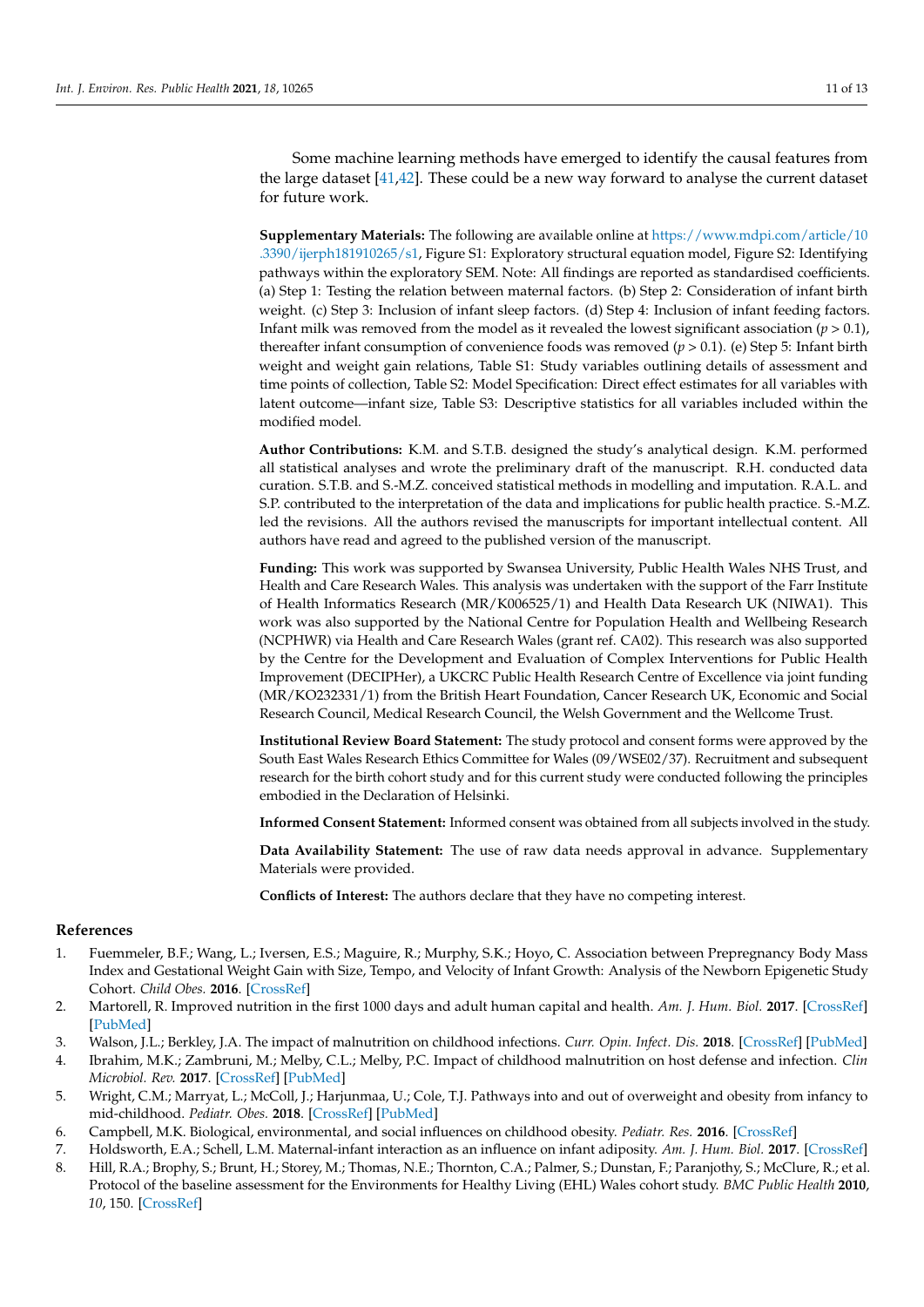Some machine learning methods have emerged to identify the causal features from the large dataset [41,42]. These could be a new way forward to analyse the current dataset for future work.

**Supplementary Materials:** The following are available online at https://www.mdpi.com/article/10.3390/ijerph181910265/s1, Figure S1: Exploratory structural equation model, Figure S2: Identifying pathways within the exploratory SEM. Note: All findings are reported as standardised coefficients. (a) Step 1: Testing the relation between maternal factors. (b) Step 2: Consideration of infant birth weight. (c) Step 3: Inclusion of infant sleep factors. (d) Step 4: Inclusion of infant feeding factors. Infant milk was removed from the model as it revealed the lowest significant association ($p > 0.1$), thereafter infant consumption of convenience foods was removed ($p > 0.1$). (e) Step 5: Infant birth weight and weight gain relations, Table S1: Study variables outlining details of assessment and time points of collection, Table S2: Model Specification: Direct effect estimates for all variables with latent outcome—infant size, Table S3: Descriptive statistics for all variables included within the modified model.

**Author Contributions:** K.M. and S.T.B. designed the study's analytical design. K.M. performed all statistical analyses and wrote the preliminary draft of the manuscript. R.H. conducted data curation. S.T.B. and S.-M.Z. conceived statistical methods in modelling and imputation. R.A.L. and S.P. contributed to the interpretation of the data and implications for public health practice. S.-M.Z. led the revisions. All the authors revised the manuscripts for important intellectual content. All authors have read and agreed to the published version of the manuscript.

**Funding:** This work was supported by Swansea University, Public Health Wales NHS Trust, and Health and Care Research Wales. This analysis was undertaken with the support of the Farr Institute of Health Informatics Research (MR/K006525/1) and Health Data Research UK (NIWA1). This work was also supported by the National Centre for Population Health and Wellbeing Research (NCPHWR) via Health and Care Research Wales (grant ref. CA02). This research was also supported by the Centre for the Development and Evaluation of Complex Interventions for Public Health Improvement (DECIPHer), a UKCRC Public Health Research Centre of Excellence via joint funding (MR/KO232331/1) from the British Heart Foundation, Cancer Research UK, Economic and Social Research Council, Medical Research Council, the Welsh Government and the Wellcome Trust.

**Institutional Review Board Statement:** The study protocol and consent forms were approved by the South East Wales Research Ethics Committee for Wales (09/WSE02/37). Recruitment and subsequent research for the birth cohort study and for this current study were conducted following the principles embodied in the Declaration of Helsinki.

**Informed Consent Statement:** Informed consent was obtained from all subjects involved in the study.

**Data Availability Statement:** The use of raw data needs approval in advance. Supplementary Materials were provided.

**Conflicts of Interest:** The authors declare that they have no competing interest.

## References

1. Fuemmeler, B.F.; Wang, L.; Iversen, E.S.; Maguire, R.; Murphy, S.K.; Hoyo, C. Association between Prepregnancy Body Mass Index and Gestational Weight Gain with Size, Tempo, and Velocity of Infant Growth: Analysis of the Newborn Epigenetic Study Cohort. *Child Obes.* **2016**. [CrossRef]
2. Martorell, R. Improved nutrition in the first 1000 days and adult human capital and health. *Am. J. Hum. Biol.* **2017**. [CrossRef] [PubMed]
3. Walson, J.L.; Berkley, J.A. The impact of malnutrition on childhood infections. *Curr. Opin. Infect. Dis.* **2018**. [CrossRef] [PubMed]
4. Ibrahim, M.K.; Zambruni, M.; Melby, C.L.; Melby, P.C. Impact of childhood malnutrition on host defense and infection. *Clin Microbiol. Rev.* **2017**. [CrossRef] [PubMed]
5. Wright, C.M.; Marryat, L.; McColl, J.; Harjunmaa, U.; Cole, T.J. Pathways into and out of overweight and obesity from infancy to mid-childhood. *Pediatr. Obes.* **2018**. [CrossRef] [PubMed]
6. Campbell, M.K. Biological, environmental, and social influences on childhood obesity. *Pediatr. Res.* **2016**. [CrossRef]
7. Holdsworth, E.A.; Schell, L.M. Maternal-infant interaction as an influence on infant adiposity. *Am. J. Hum. Biol.* **2017**. [CrossRef]
8. Hill, R.A.; Brophy, S.; Brunt, H.; Storey, M.; Thomas, N.E.; Thornton, C.A.; Palmer, S.; Dunstan, F.; Paranjothy, S.; McClure, R.; et al. Protocol of the baseline assessment for the Environments for Healthy Living (EHL) Wales cohort study. *BMC Public Health* **2010**, *10*, 150. [CrossRef]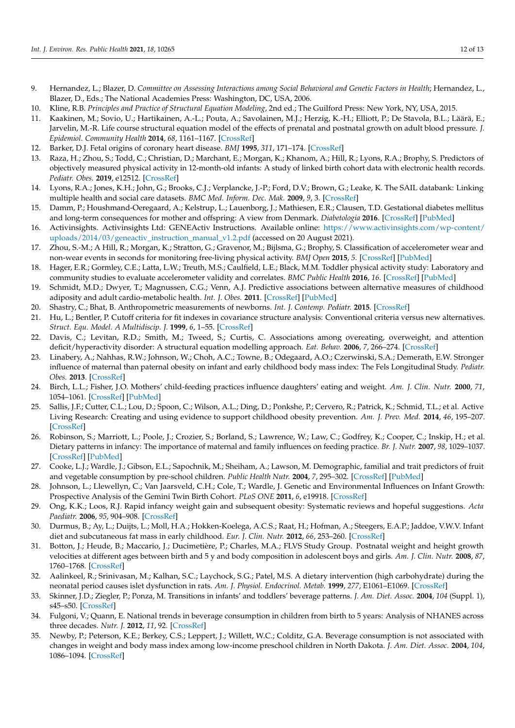9. Hernandez, L.; Blazer, D. *Committee on Assessing Interactions among Social Behavioral and Genetic Factors in Health*; Hernandez, L., Blazer, D., Eds.; The National Academies Press: Washington, DC, USA, 2006.
10. Kline, R.B. *Principles and Practice of Structural Equation Modeling*, 2nd ed.; The Guilford Press: New York, NY, USA, 2015.
11. Kaakinen, M.; Sovio, U.; Hartikainen, A.-L.; Pouta, A.; Savolainen, M.J.; Herzig, K.-H.; Elliott, P.; De Stavola, B.L.; Läärä, E.; Jarvelin, M.-R. Life course structural equation model of the effects of prenatal and postnatal growth on adult blood pressure. *J. Epidemiol. Community Health* **2014**, *68*, 1161–1167. [CrossRef]
12. Barker, D.J. Fetal origins of coronary heart disease. *BMJ* **1995**, *311*, 171–174. [CrossRef]
13. Raza, H.; Zhou, S.; Todd, C.; Christian, D.; Marchant, E.; Morgan, K.; Khanom, A.; Hill, R.; Lyons, R.A.; Brophy, S. Predictors of objectively measured physical activity in 12-month-old infants: A study of linked birth cohort data with electronic health records. *Pediatr. Obes.* **2019**, e12512. [CrossRef]
14. Lyons, R.A.; Jones, K.H.; John, G.; Brooks, C.J.; Verplancke, J.-P.; Ford, D.V.; Brown, G.; Leake, K. The SAIL databank: Linking multiple health and social care datasets. *BMC Med. Inform. Dec. Mak.* **2009**, *9*, 3. [CrossRef]
15. Damm, P.; Houshmand-Oeregaard, A.; Kelstrup, L.; Lauenborg, J.; Mathiesen, E.R.; Clausen, T.D. Gestational diabetes mellitus and long-term consequences for mother and offspring: A view from Denmark. *Diabetologia* **2016**. [CrossRef] [PubMed]
16. Activinsights. Activinsights Ltd: GENEActiv Instructions. Available online: https://www.activinsights.com/wp-content/uploads/2014/03/geneactiv_instruction_manual_v1.2.pdf (accessed on 20 August 2021).
17. Zhou, S.-M.; A Hill, R.; Morgan, K.; Stratton, G.; Gravenor, M.; Bijlsma, G.; Brophy, S. Classification of accelerometer wear and non-wear events in seconds for monitoring free-living physical activity. *BMJ Open* **2015**, *5*. [CrossRef] [PubMed]
18. Hager, E.R.; Gormley, C.E.; Latta, L.W.; Treuth, M.S.; Caulfield, L.E.; Black, M.M. Toddler physical activity study: Laboratory and community studies to evaluate accelerometer validity and correlates. *BMC Public Health* **2016**, *16*. [CrossRef] [PubMed]
19. Schmidt, M.D.; Dwyer, T.; Magnussen, C.G.; Venn, A.J. Predictive associations between alternative measures of childhood adiposity and adult cardio-metabolic health. *Int. J. Obes.* **2011**. [CrossRef] [PubMed]
20. Shastry, C.; Bhat, B. Anthropometric measurements of newborns. *Int. J. Contemp. Pediatr.* **2015**. [CrossRef]
21. Hu, L.; Bentler, P. Cutoff criteria for fit indexes in covariance structure analysis: Conventional criteria versus new alternatives. *Struct. Equ. Model. A Multidiscip. J.* **1999**, *6*, 1–55. [CrossRef]
22. Davis, C.; Levitan, R.D.; Smith, M.; Tweed, S.; Curtis, C. Associations among overeating, overweight, and attention deficit/hyperactivity disorder: A structural equation modelling approach. *Eat. Behav.* **2006**, *7*, 266–274. [CrossRef]
23. Linabery, A.; Nahhas, R.W.; Johnson, W.; Choh, A.C.; Towne, B.; Odegaard, A.O.; Czerwinski, S.A.; Demerath, E.W. Stronger influence of maternal than paternal obesity on infant and early childhood body mass index: The Fels Longitudinal Study. *Pediatr. Obes.* **2013**. [CrossRef]
24. Birch, L.L.; Fisher, J.O. Mothers' child-feeding practices influence daughters' eating and weight. *Am. J. Clin. Nutr.* **2000**, *71*, 1054–1061. [CrossRef] [PubMed]
25. Sallis, J.F.; Cutter, C.L.; Lou, D.; Spoon, C.; Wilson, A.L.; Ding, D.; Ponkshe, P.; Cervero, R.; Patrick, K.; Schmid, T.L.; et al. Active Living Research: Creating and using evidence to support childhood obesity prevention. *Am. J. Prev. Med.* **2014**, *46*, 195–207. [CrossRef]
26. Robinson, S.; Marriott, L.; Poole, J.; Crozier, S.; Borland, S.; Lawrence, W.; Law, C.; Godfrey, K.; Cooper, C.; Inskip, H.; et al. Dietary patterns in infancy: The importance of maternal and family influences on feeding practice. *Br. J. Nutr.* **2007**, *98*, 1029–1037. [CrossRef] [PubMed]
27. Cooke, L.J.; Wardle, J.; Gibson, E.L.; Sapochnik, M.; Sheiham, A.; Lawson, M. Demographic, familial and trait predictors of fruit and vegetable consumption by pre-school children. *Public Health Nutr.* **2004**, *7*, 295–302. [CrossRef] [PubMed]
28. Johnson, L.; Llewellyn, C.; Van Jaarsveld, C.H.; Cole, T.; Wardle, J. Genetic and Environmental Influences on Infant Growth: Prospective Analysis of the Gemini Twin Birth Cohort. *PLoS ONE* **2011**, *6*, e19918. [CrossRef]
29. Ong, K.K.; Loos, R.J. Rapid infancy weight gain and subsequent obesity: Systematic reviews and hopeful suggestions. *Acta Paediatr.* **2006**, *95*, 904–908. [CrossRef]
30. Durmus, B.; Ay, L.; Duijts, L.; Moll, H.A.; Hokken-Koelega, A.C.S.; Raat, H.; Hofman, A.; Steegers, E.A.P.; Jaddoe, V.W.V. Infant diet and subcutaneous fat mass in early childhood. *Eur. J. Clin. Nutr.* **2012**, *66*, 253–260. [CrossRef]
31. Botton, J.; Heude, B.; Maccario, J.; Ducimetière, P.; Charles, M.A.; FLVS Study Group. Postnatal weight and height growth velocities at different ages between birth and 5 y and body composition in adolescent boys and girls. *Am. J. Clin. Nutr.* **2008**, *87*, 1760–1768. [CrossRef]
32. Aalinkeel, R.; Srinivasan, M.; Kalhan, S.C.; Laychock, S.G.; Patel, M.S. A dietary intervention (high carbohydrate) during the neonatal period causes islet dysfunction in rats. *Am. J. Physiol. Endocrinol. Metab.* **1999**, *277*, E1061–E1069. [CrossRef]
33. Skinner, J.D.; Ziegler, P.; Ponza, M. Transitions in infants' and toddlers' beverage patterns. *J. Am. Diet. Assoc.* **2004**, *104* (Suppl. 1), s45–s50. [CrossRef]
34. Fulgoni, V.; Quann, E. National trends in beverage consumption in children from birth to 5 years: Analysis of NHANES across three decades. *Nutr. J.* **2012**, *11*, 92. [CrossRef]
35. Newby, P.; Peterson, K.E.; Berkey, C.S.; Leppert, J.; Willett, W.C.; Colditz, G.A. Beverage consumption is not associated with changes in weight and body mass index among low-income preschool children in North Dakota. *J. Am. Diet. Assoc.* **2004**, *104*, 1086–1094. [CrossRef]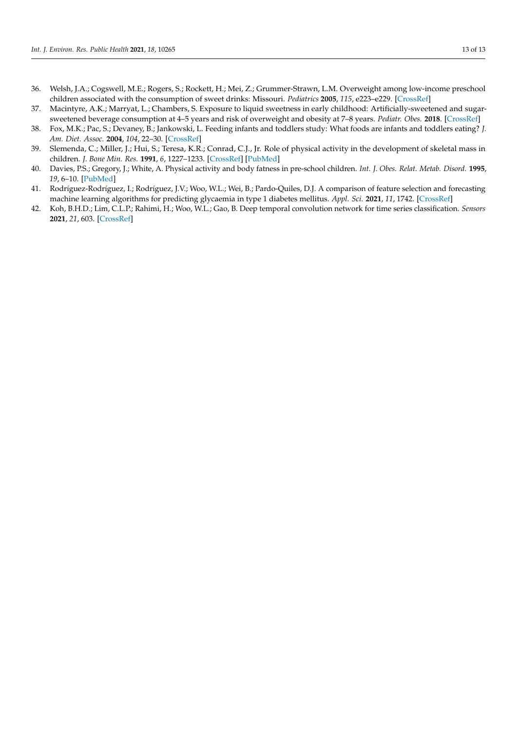36. Welsh, J.A.; Cogswell, M.E.; Rogers, S.; Rockett, H.; Mei, Z.; Grummer-Strawn, L.M. Overweight among low-income preschool children associated with the consumption of sweet drinks: Missouri. *Pediatrics* **2005**, *115*, e223–e229. [CrossRef]
37. Macintyre, A.K.; Marryat, L.; Chambers, S. Exposure to liquid sweetness in early childhood: Artificially-sweetened and sugar-sweetened beverage consumption at 4–5 years and risk of overweight and obesity at 7–8 years. *Pediatr. Obes.* **2018**. [CrossRef]
38. Fox, M.K.; Pac, S.; Devaney, B.; Jankowski, L. Feeding infants and toddlers study: What foods are infants and toddlers eating? *J. Am. Diet. Assoc.* **2004**, *104*, 22–30. [CrossRef]
39. Slemenda, C.; Miller, J.; Hui, S.; Teresa, K.R.; Conrad, C.J., Jr. Role of physical activity in the development of skeletal mass in children. *J. Bone Min. Res.* **1991**, *6*, 1227–1233. [CrossRef] [PubMed]
40. Davies, P.S.; Gregory, J.; White, A. Physical activity and body fatness in pre-school children. *Int. J. Obes. Relat. Metab. Disord.* **1995**, *19*, 6–10. [PubMed]
41. Rodríguez-Rodríguez, I.; Rodríguez, J.V.; Woo, W.L.; Wei, B.; Pardo-Quiles, D.J. A comparison of feature selection and forecasting machine learning algorithms for predicting glycaemia in type 1 diabetes mellitus. *Appl. Sci.* **2021**, *11*, 1742. [CrossRef]
42. Koh, B.H.D.; Lim, C.L.P.; Rahimi, H.; Woo, W.L.; Gao, B. Deep temporal convolution network for time series classification. *Sensors* **2021**, *21*, 603. [CrossRef]